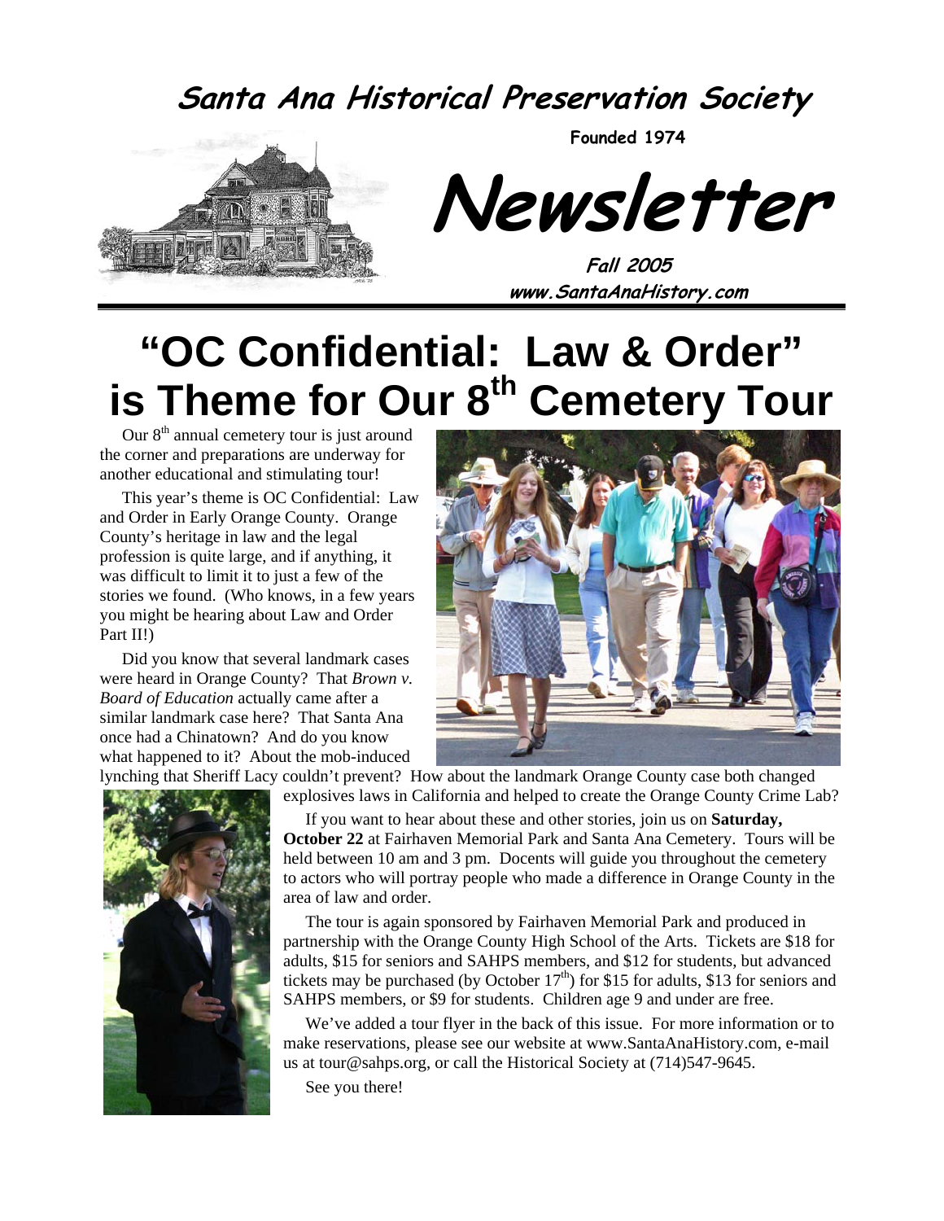# Santa Ana Historical Preservation Society

**Founded 1974**

# Newsletter

**Fall 2005**

**www.SantaAnaHistory.com**

# "OC Confidential: Law & Order" is Theme for Our 8th Cemetery Tour

Our 8th annual cemetery tour is just around the corner and preparations are underway for another educational and stimulating tour!

This year's theme is OC Confidential: Law and Order in Early Orange County. Orange County's heritage in law and the legal profession is quite large, and if anything, it was difficult to limit it to just a few of the stories we found. (Who knows, in a few years you might be hearing about Law and Order Part II!)

Did you know that several landmark cases were heard in Orange County? That *Brown v. Board of Education* actually came after a similar landmark case here? That Santa Ana once had a Chinatown? And do you know what happened to it? About the mob-induced lynching that Sheriff Lacy couldn't prevent? How about the landmark Orange County case both changed explosives laws in California and helped to create the Orange County Crime Lab?

If you want to hear about these and other stories, join us on **Saturday, October 22** at Fairhaven Memorial Park and Santa Ana Cemetery. Tours will be held between 10 am and 3 pm. Docents will guide you throughout the cemetery to actors who will portray people who made a difference in Orange County in the area of law and order.

The tour is again sponsored by Fairhaven Memorial Park and produced in partnership with the Orange County High School of the Arts. Tickets are $18 for adults, $15 for seniors and SAHPS members, and $12 for students, but advanced tickets may be purchased (by October 17th) for $15 for adults, $13 for seniors and SAHPS members, or $9 for students. Children age 9 and under are free.

We've added a tour flyer in the back of this issue. For more information or to make reservations, please see our website at www.SantaAnaHistory.com, e-mail us at tour@sahps.org, or call the Historical Society at (714)547-9645.

See you there!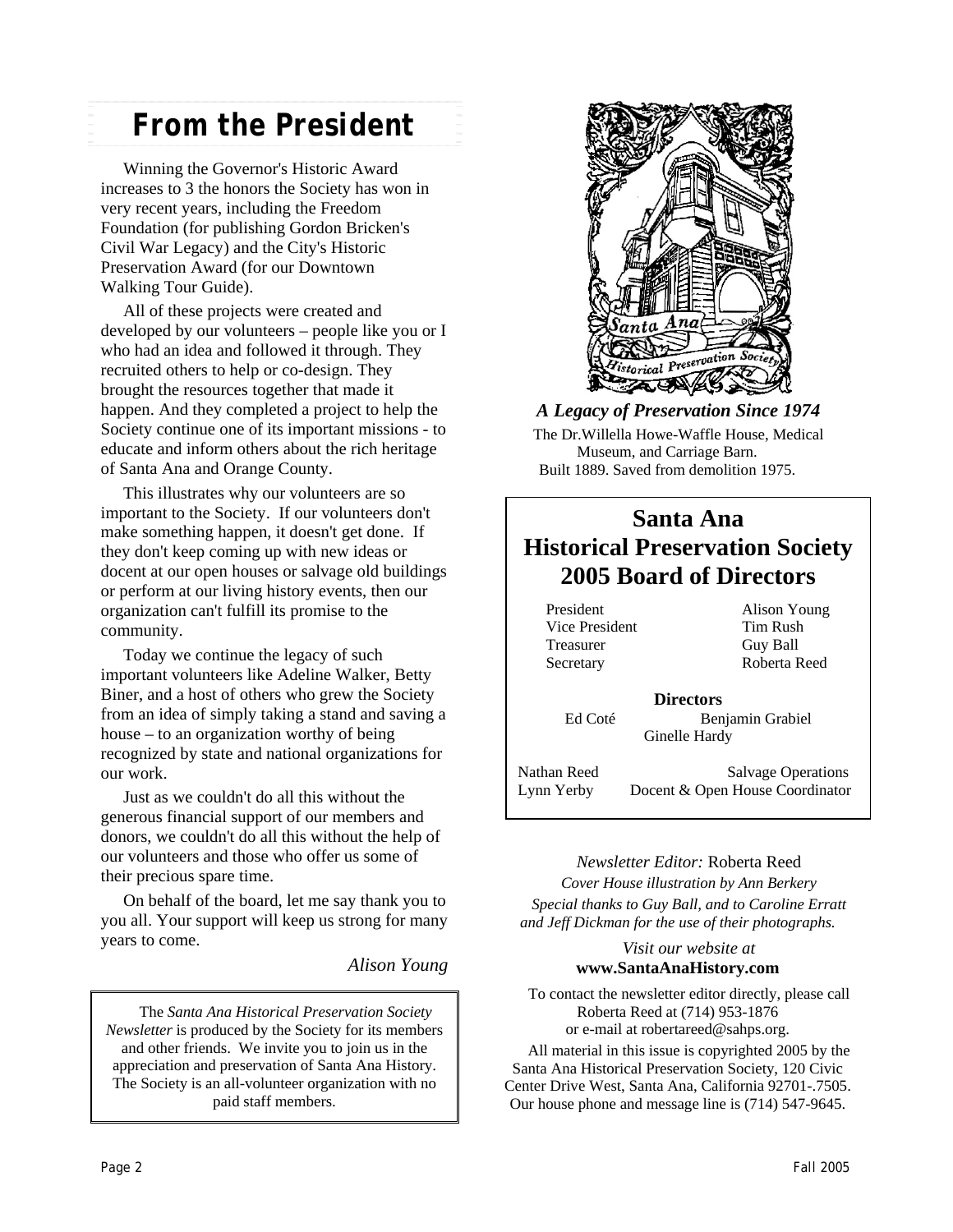# From the President

Winning the Governor's Historic Award increases to 3 the honors the Society has won in very recent years, including the Freedom Foundation (for publishing Gordon Bricken's Civil War Legacy) and the City's Historic Preservation Award (for our Downtown Walking Tour Guide).

All of these projects were created and developed by our volunteers – people like you or I who had an idea and followed it through. They recruited others to help or co-design. They brought the resources together that made it happen. And they completed a project to help the Society continue one of its important missions - to educate and inform others about the rich heritage of Santa Ana and Orange County.

This illustrates why our volunteers are so important to the Society. If our volunteers don't make something happen, it doesn't get done. If they don't keep coming up with new ideas or docent at our open houses or salvage old buildings or perform at our living history events, then our organization can't fulfill its promise to the community.

Today we continue the legacy of such important volunteers like Adeline Walker, Betty Biner, and a host of others who grew the Society from an idea of simply taking a stand and saving a house – to an organization worthy of being recognized by state and national organizations for our work.

Just as we couldn't do all this without the generous financial support of our members and donors, we couldn't do all this without the help of our volunteers and those who offer us some of their precious spare time.

On behalf of the board, let me say thank you to you all. Your support will keep us strong for many years to come.

*Alison Young*

The *Santa Ana Historical Preservation Society Newsletter* is produced by the Society for its members and other friends. We invite you to join us in the appreciation and preservation of Santa Ana History. The Society is an all-volunteer organization with no paid staff members.

***A Legacy of Preservation Since 1974***

The Dr.Willella Howe-Waffle House, Medical Museum, and Carriage Barn. Built 1889. Saved from demolition 1975.

## Santa Ana Historical Preservation Society 2005 Board of Directors

| | |
|---|---|
| President | Alison Young |
| Vice President | Tim Rush |
| Treasurer | Guy Ball |
| Secretary | Roberta Reed |

**Directors**

Ed Coté, Benjamin Grabiel, Ginelle Hardy

| | |
|---|---|
| Nathan Reed | Salvage Operations |
| Lynn Yerby | Docent & Open House Coordinator |

*Newsletter Editor:* Roberta Reed

*Cover House illustration by Ann Berkery*

*Special thanks to Guy Ball, and to Caroline Erratt and Jeff Dickman for the use of their photographs.*

*Visit our website at*
**www.SantaAnaHistory.com**

To contact the newsletter editor directly, please call Roberta Reed at (714) 953-1876 or e-mail at robertareed@sahps.org.

All material in this issue is copyrighted 2005 by the Santa Ana Historical Preservation Society, 120 Civic Center Drive West, Santa Ana, California 92701-.7505. Our house phone and message line is (714) 547-9645.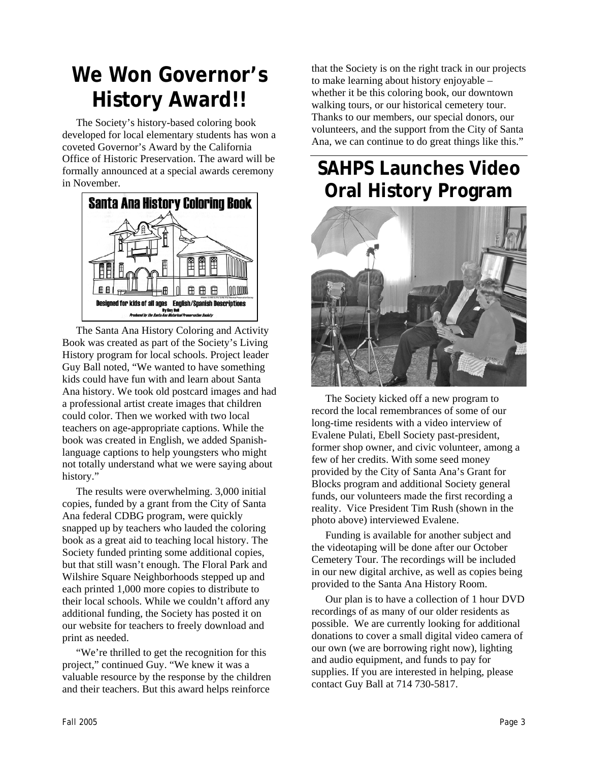# We Won Governor's History Award!!

The Society's history-based coloring book developed for local elementary students has won a coveted Governor's Award by the California Office of Historic Preservation. The award will be formally announced at a special awards ceremony in November.

The Santa Ana History Coloring and Activity Book was created as part of the Society's Living History program for local schools. Project leader Guy Ball noted, "We wanted to have something kids could have fun with and learn about Santa Ana history. We took old postcard images and had a professional artist create images that children could color. Then we worked with two local teachers on age-appropriate captions. While the book was created in English, we added Spanish-language captions to help youngsters who might not totally understand what we were saying about history."

The results were overwhelming. 3,000 initial copies, funded by a grant from the City of Santa Ana federal CDBG program, were quickly snapped up by teachers who lauded the coloring book as a great aid to teaching local history. The Society funded printing some additional copies, but that still wasn't enough. The Floral Park and Wilshire Square Neighborhoods stepped up and each printed 1,000 more copies to distribute to their local schools. While we couldn't afford any additional funding, the Society has posted it on our website for teachers to freely download and print as needed.

"We're thrilled to get the recognition for this project," continued Guy. "We knew it was a valuable resource by the response by the children and their teachers. But this award helps reinforce that the Society is on the right track in our projects to make learning about history enjoyable – whether it be this coloring book, our downtown walking tours, or our historical cemetery tour. Thanks to our members, our special donors, our volunteers, and the support from the City of Santa Ana, we can continue to do great things like this."

# SAHPS Launches Video Oral History Program

The Society kicked off a new program to record the local remembrances of some of our long-time residents with a video interview of Evalene Pulati, Ebell Society past-president, former shop owner, and civic volunteer, among a few of her credits. With some seed money provided by the City of Santa Ana's Grant for Blocks program and additional Society general funds, our volunteers made the first recording a reality. Vice President Tim Rush (shown in the photo above) interviewed Evalene.

Funding is available for another subject and the videotaping will be done after our October Cemetery Tour. The recordings will be included in our new digital archive, as well as copies being provided to the Santa Ana History Room.

Our plan is to have a collection of 1 hour DVD recordings of as many of our older residents as possible. We are currently looking for additional donations to cover a small digital video camera of our own (we are borrowing right now), lighting and audio equipment, and funds to pay for supplies. If you are interested in helping, please contact Guy Ball at 714 730-5817.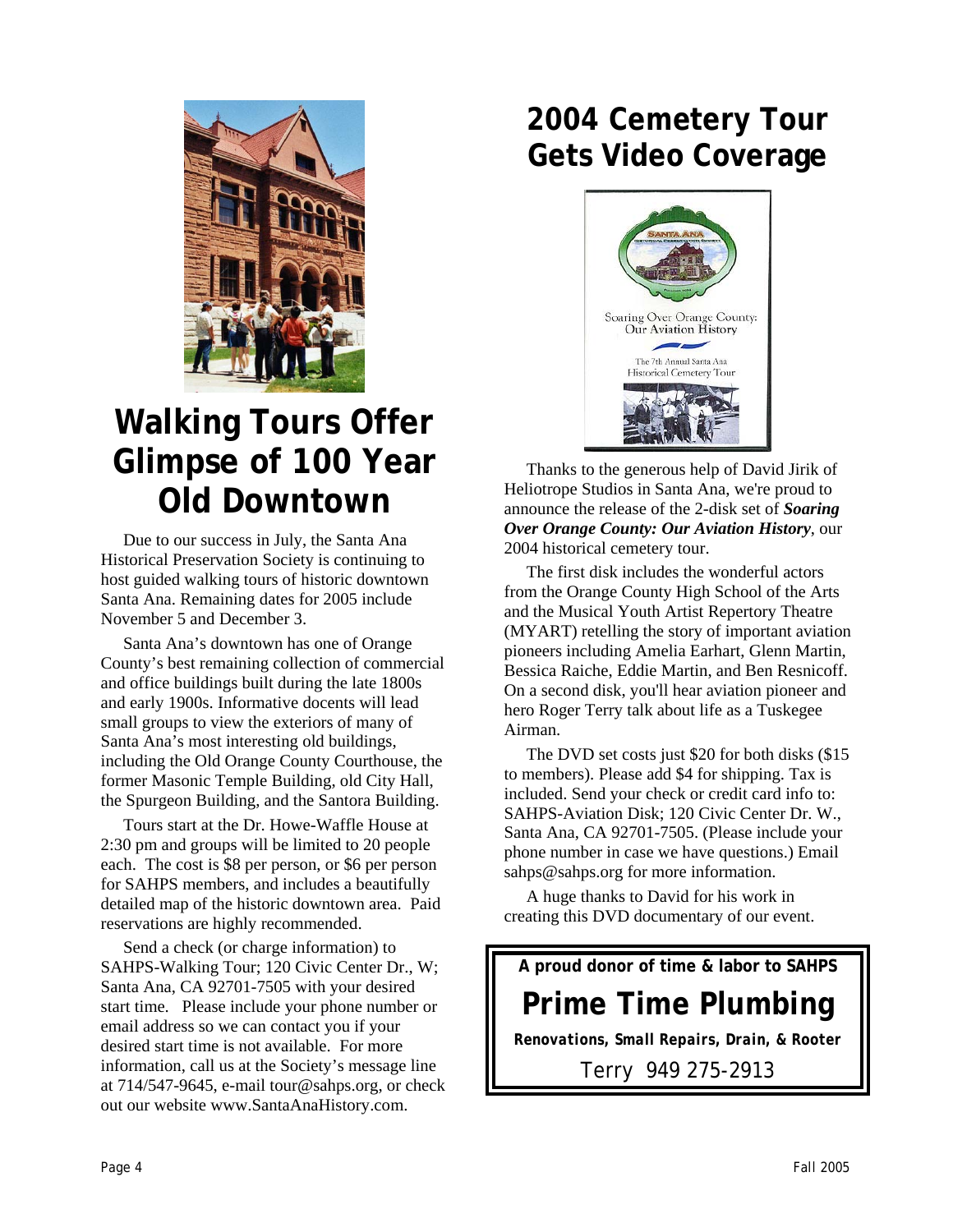# Walking Tours Offer Glimpse of 100 Year Old Downtown

Due to our success in July, the Santa Ana Historical Preservation Society is continuing to host guided walking tours of historic downtown Santa Ana. Remaining dates for 2005 include November 5 and December 3.

Santa Ana's downtown has one of Orange County's best remaining collection of commercial and office buildings built during the late 1800s and early 1900s. Informative docents will lead small groups to view the exteriors of many of Santa Ana's most interesting old buildings, including the Old Orange County Courthouse, the former Masonic Temple Building, old City Hall, the Spurgeon Building, and the Santora Building.

Tours start at the Dr. Howe-Waffle House at 2:30 pm and groups will be limited to 20 people each. The cost is $8 per person, or $6 per person for SAHPS members, and includes a beautifully detailed map of the historic downtown area. Paid reservations are highly recommended.

Send a check (or charge information) to SAHPS-Walking Tour; 120 Civic Center Dr., W; Santa Ana, CA 92701-7505 with your desired start time. Please include your phone number or email address so we can contact you if your desired start time is not available. For more information, call us at the Society's message line at 714/547-9645, e-mail tour@sahps.org, or check out our website www.SantaAnaHistory.com.

# 2004 Cemetery Tour Gets Video Coverage

Thanks to the generous help of David Jirik of Heliotrope Studios in Santa Ana, we're proud to announce the release of the 2-disk set of ***Soaring Over Orange County: Our Aviation History***, our 2004 historical cemetery tour.

The first disk includes the wonderful actors from the Orange County High School of the Arts and the Musical Youth Artist Repertory Theatre (MYART) retelling the story of important aviation pioneers including Amelia Earhart, Glenn Martin, Bessica Raiche, Eddie Martin, and Ben Resnicoff. On a second disk, you'll hear aviation pioneer and hero Roger Terry talk about life as a Tuskegee Airman.

The DVD set costs just $20 for both disks ($15 to members). Please add $4 for shipping. Tax is included. Send your check or credit card info to: SAHPS-Aviation Disk; 120 Civic Center Dr. W., Santa Ana, CA 92701-7505. (Please include your phone number in case we have questions.) Email sahps@sahps.org for more information.

A huge thanks to David for his work in creating this DVD documentary of our event.

---

**A proud donor of time & labor to SAHPS**

## Prime Time Plumbing

***Renovations, Small Repairs, Drain, & Rooter***

Terry 949 275-2913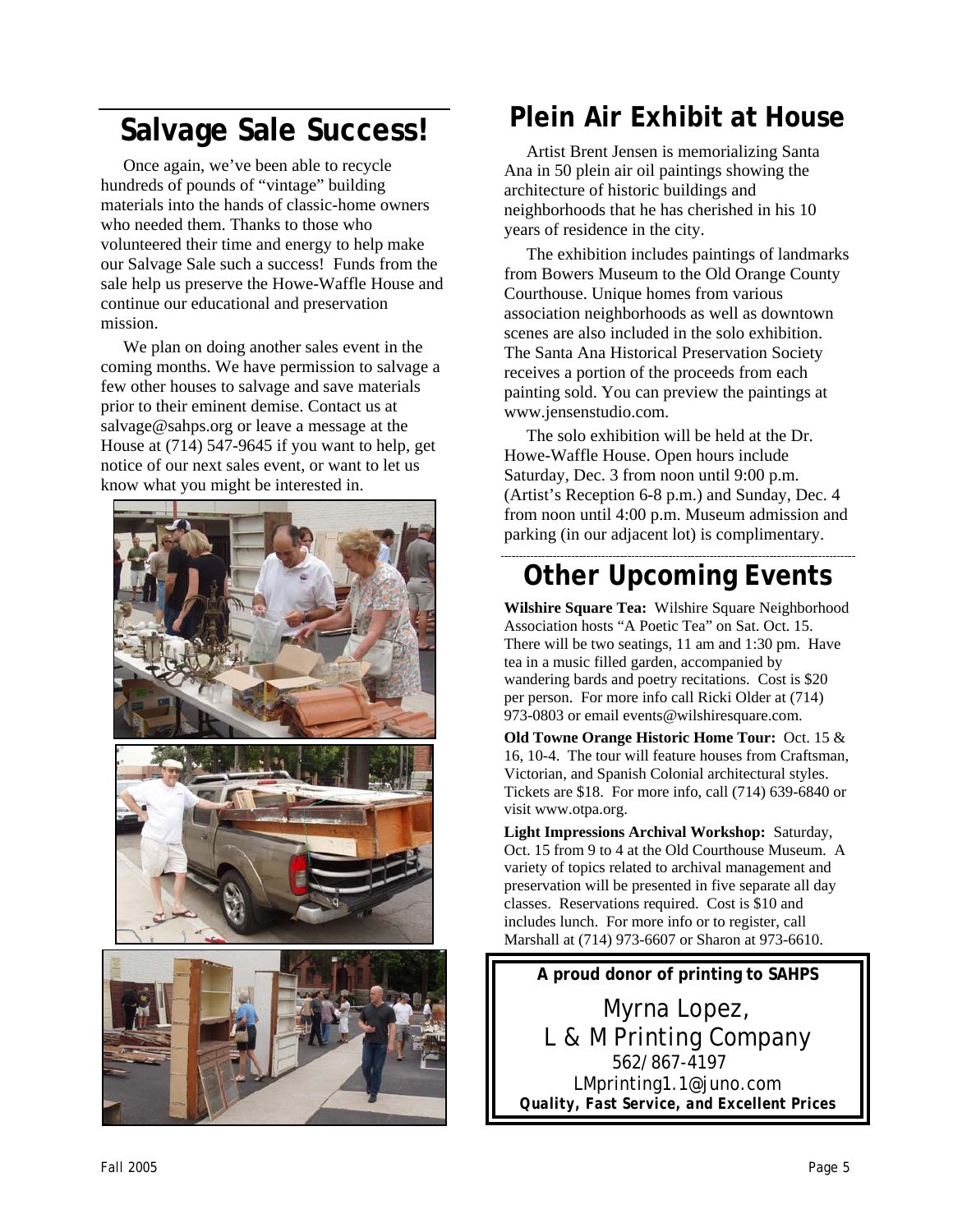## Salvage Sale Success!

Once again, we've been able to recycle hundreds of pounds of "vintage" building materials into the hands of classic-home owners who needed them. Thanks to those who volunteered their time and energy to help make our Salvage Sale such a success! Funds from the sale help us preserve the Howe-Waffle House and continue our educational and preservation mission.

We plan on doing another sales event in the coming months. We have permission to salvage a few other houses to salvage and save materials prior to their eminent demise. Contact us at salvage@sahps.org or leave a message at the House at (714) 547-9645 if you want to help, get notice of our next sales event, or want to let us know what you might be interested in.

## Plein Air Exhibit at House

Artist Brent Jensen is memorializing Santa Ana in 50 plein air oil paintings showing the architecture of historic buildings and neighborhoods that he has cherished in his 10 years of residence in the city.

The exhibition includes paintings of landmarks from Bowers Museum to the Old Orange County Courthouse. Unique homes from various association neighborhoods as well as downtown scenes are also included in the solo exhibition. The Santa Ana Historical Preservation Society receives a portion of the proceeds from each painting sold. You can preview the paintings at www.jensenstudio.com.

The solo exhibition will be held at the Dr. Howe-Waffle House. Open hours include Saturday, Dec. 3 from noon until 9:00 p.m. (Artist's Reception 6-8 p.m.) and Sunday, Dec. 4 from noon until 4:00 p.m. Museum admission and parking (in our adjacent lot) is complimentary.

## Other Upcoming Events

**Wilshire Square Tea:** Wilshire Square Neighborhood Association hosts "A Poetic Tea" on Sat. Oct. 15. There will be two seatings, 11 am and 1:30 pm. Have tea in a music filled garden, accompanied by wandering bards and poetry recitations. Cost is $20 per person. For more info call Ricki Older at (714) 973-0803 or email events@wilshiresquare.com.

**Old Towne Orange Historic Home Tour:** Oct. 15 & 16, 10-4. The tour will feature houses from Craftsman, Victorian, and Spanish Colonial architectural styles. Tickets are $18. For more info, call (714) 639-6840 or visit www.otpa.org.

**Light Impressions Archival Workshop:** Saturday, Oct. 15 from 9 to 4 at the Old Courthouse Museum. A variety of topics related to archival management and preservation will be presented in five separate all day classes. Reservations required. Cost is $10 and includes lunch. For more info or to register, call Marshall at (714) 973-6607 or Sharon at 973-6610.

**A proud donor of printing to SAHPS**

Myrna Lopez,
L & M Printing Company
562/867-4197
LMprinting1.1@juno.com
***Quality, Fast Service, and Excellent Prices***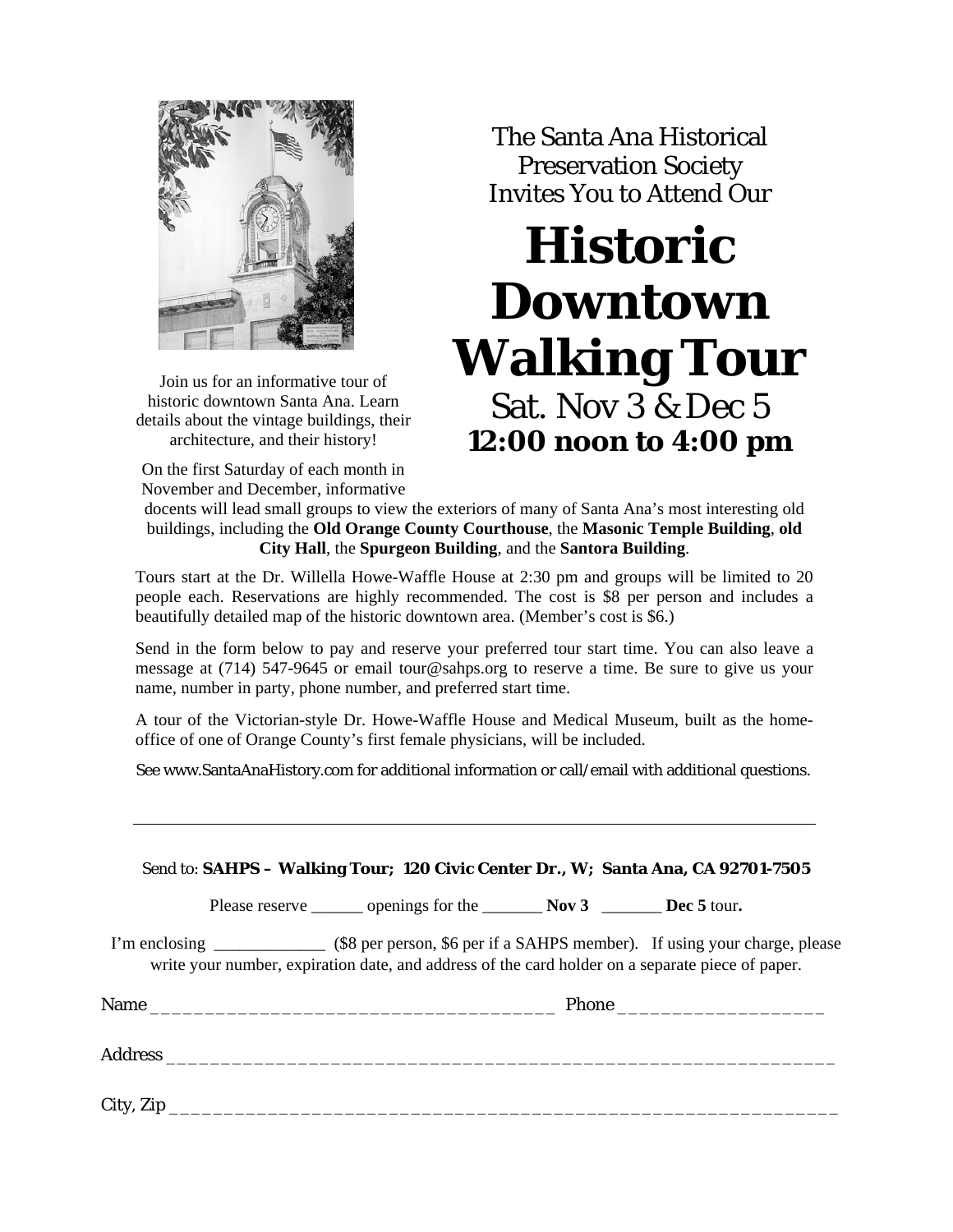The Santa Ana Historical Preservation Society Invites You to Attend Our

# Historic Downtown Walking Tour

## Sat. Nov 3 & Dec 5

## 12:00 noon to 4:00 pm

Join us for an informative tour of historic downtown Santa Ana. Learn details about the vintage buildings, their architecture, and their history!

On the first Saturday of each month in November and December, informative docents will lead small groups to view the exteriors of many of Santa Ana's most interesting old buildings, including the **Old Orange County Courthouse**, the **Masonic Temple Building**, **old City Hall**, the **Spurgeon Building**, and the **Santora Building**.

Tours start at the Dr. Willella Howe-Waffle House at 2:30 pm and groups will be limited to 20 people each. Reservations are highly recommended. The cost is $8 per person and includes a beautifully detailed map of the historic downtown area. (Member's cost is $6.)

Send in the form below to pay and reserve your preferred tour start time. You can also leave a message at (714) 547-9645 or email tour@sahps.org to reserve a time. Be sure to give us your name, number in party, phone number, and preferred start time.

A tour of the Victorian-style Dr. Howe-Waffle House and Medical Museum, built as the home-office of one of Orange County's first female physicians, will be included.

See www.SantaAnaHistory.com for additional information or call/email with additional questions.

---

Send to: **SAHPS – Walking Tour; 120 Civic Center Dr., W; Santa Ana, CA 92701-7505**

Please reserve ______ openings for the _______ **Nov 3** _______ **Dec 5** tour**.**

I'm enclosing _____________ ($8 per person, $6 per if a SAHPS member). If using your charge, please write your number, expiration date, and address of the card holder on a separate piece of paper.

Name ______________________________________ Phone ___________________

Address _______________________________________________________________

City, Zip _______________________________________________________________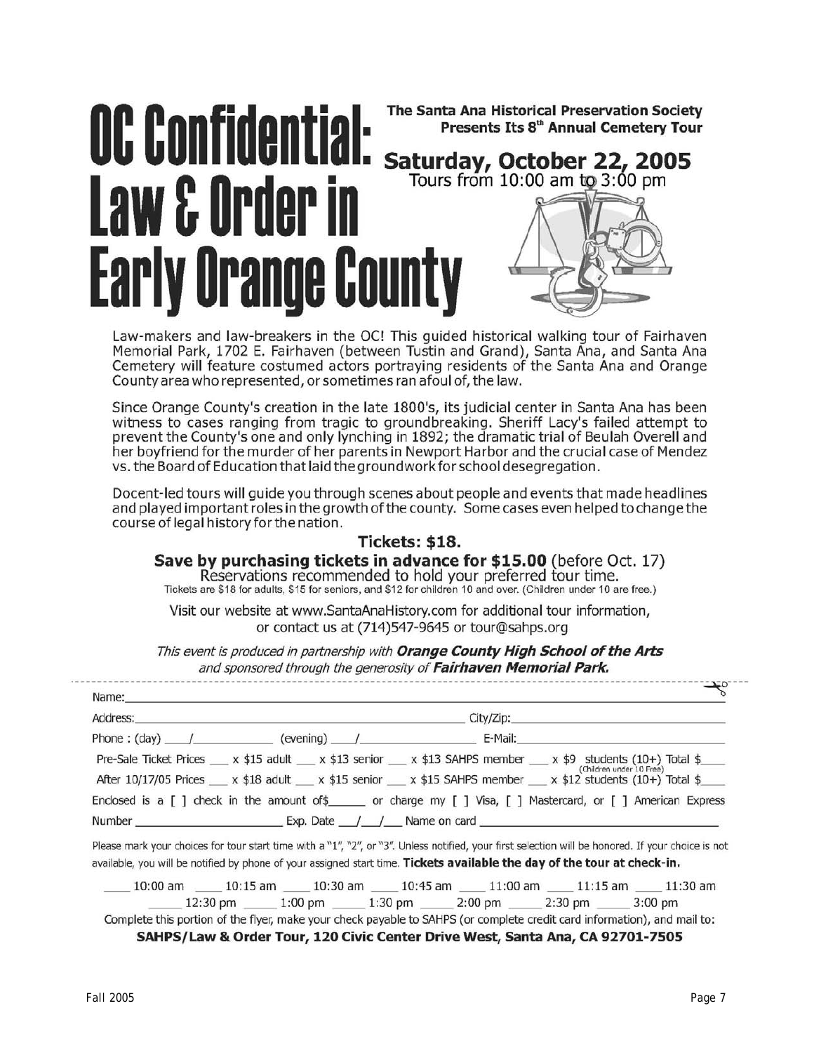# OC Confidential: Law & Order in Early Orange County

**The Santa Ana Historical Preservation Society Presents Its 8th Annual Cemetery Tour**

## Saturday, October 22, 2005

Tours from 10:00 am to 3:00 pm

Law-makers and law-breakers in the OC! This guided historical walking tour of Fairhaven Memorial Park, 1702 E. Fairhaven (between Tustin and Grand), Santa Ana, and Santa Ana Cemetery will feature costumed actors portraying residents of the Santa Ana and Orange County area who represented, or sometimes ran afoul of, the law.

Since Orange County's creation in the late 1800's, its judicial center in Santa Ana has been witness to cases ranging from tragic to groundbreaking. Sheriff Lacy's failed attempt to prevent the County's one and only lynching in 1892; the dramatic trial of Beulah Overell and her boyfriend for the murder of her parents in Newport Harbor and the crucial case of Mendez vs. the Board of Education that laid the groundwork for school desegregation.

Docent-led tours will guide you through scenes about people and events that made headlines and played important roles in the growth of the county. Some cases even helped to change the course of legal history for the nation.

**Tickets: $18.**

**Save by purchasing tickets in advance for $15.00** (before Oct. 17)

Reservations recommended to hold your preferred tour time.

Tickets are $18 for adults, $15 for seniors, and $12 for children 10 and over. (Children under 10 are free.)

Visit our website at www.SantaAnaHistory.com for additional tour information, or contact us at (714)547-9645 or tour@sahps.org

*This event is produced in partnership with* ***Orange County High School of the Arts*** *and sponsored through the generosity of* ***Fairhaven Memorial Park.***

---

Name: ____________________

Address: ____________________ City/Zip: ____________________

Phone : (day) ___/__________ (evening) ___/__________ E-Mail: ____________________

Pre-Sale Ticket Prices ___ x $15 adult ___ x $13 senior ___ x $13 SAHPS member ___ x $9 students (10+) Total $____
(Children under 10 Free)

After 10/17/05 Prices ___ x $18 adult ___ x $15 senior ___ x $15 SAHPS member ___ x $12 students (10+) Total $____

Enclosed is a [ ] check in the amount of$______ or charge my [ ] Visa, [ ] Mastercard, or [ ] American Express

Number ____________________ Exp. Date ___/___/___ Name on card ____________________

Please mark your choices for tour start time with a "1", "2", or "3". Unless notified, your first selection will be honored. If your choice is not available, you will be notified by phone of your assigned start time. **Tickets available the day of the tour at check-in.**

____ 10:00 am ____ 10:15 am ____ 10:30 am ____ 10:45 am ____ 11:00 am ____ 11:15 am ____ 11:30 am

____ 12:30 pm ____ 1:00 pm ____ 1:30 pm ____ 2:00 pm ____ 2:30 pm ____ 3:00 pm

Complete this portion of the flyer, make your check payable to SAHPS (or complete credit card information), and mail to:

**SAHPS/Law & Order Tour, 120 Civic Center Drive West, Santa Ana, CA 92701-7505**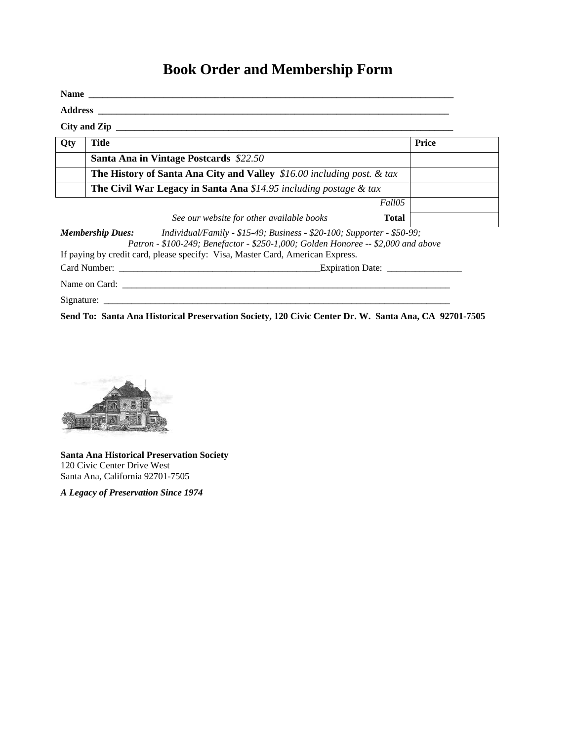# Book Order and Membership Form

**Name** ___________________________________________________________________________

**Address** _________________________________________________________________________

**City and Zip** _____________________________________________________________________

| Qty | Title | Price |
|---|---|---|
| | **Santa Ana in Vintage Postcards** *$22.50* | |
| | **The History of Santa Ana City and Valley** *$16.00 including post. & tax* | |
| | **The Civil War Legacy in Santa Ana** *$14.95 including postage & tax* | |
| | *Fall05* | |
| | *See our website for other available books* **Total** | |

***Membership Dues:*** *Individual/Family - $15-49; Business - $20-100; Supporter - $50-99; Patron - $100-249; Benefactor - $250-1,000; Golden Honoree -- $2,000 and above*

If paying by credit card, please specify: Visa, Master Card, American Express.

Card Number: ____________________________________________Expiration Date: ________________

Name on Card: _________________________________________________________________________

Signature: _____________________________________________________________________________

**Send To: Santa Ana Historical Preservation Society, 120 Civic Center Dr. W. Santa Ana, CA 92701-7505**

**Santa Ana Historical Preservation Society**
120 Civic Center Drive West
Santa Ana, California 92701-7505

***A Legacy of Preservation Since 1974***